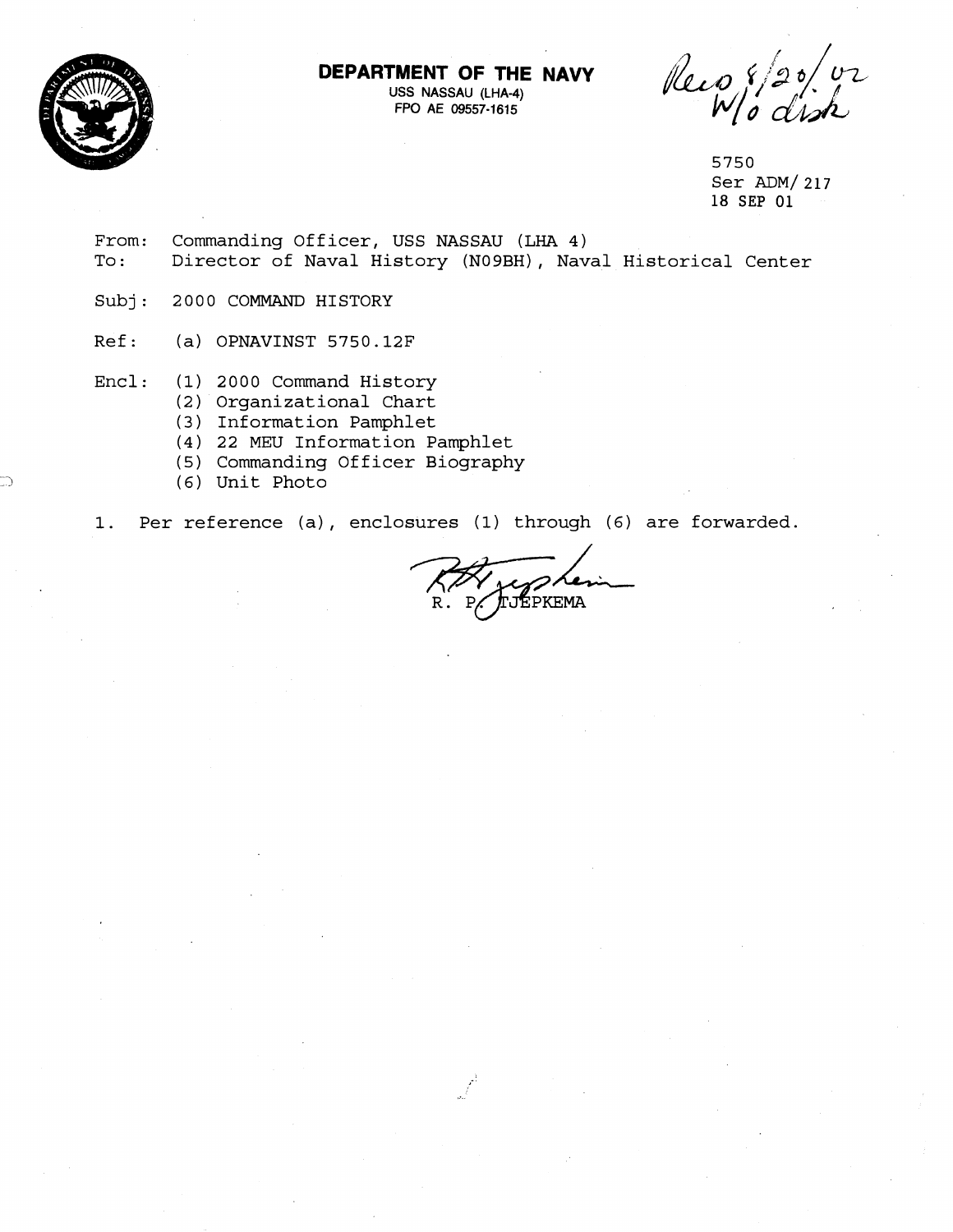**DEPARTMENT OF THE NAVY**
USS NASSAU (LHA-4)
FPO AE 09557-1615

Rec'd 8/20/02
W/o disk

5750
Ser ADM/ 217
18 SEP 01

From: Commanding Officer, USS NASSAU (LHA 4)
To: Director of Naval History (N09BH), Naval Historical Center

Subj: 2000 COMMAND HISTORY

Ref: (a) OPNAVINST 5750.12F

Encl: (1) 2000 Command History
(2) Organizational Chart
(3) Information Pamphlet
(4) 22 MEU Information Pamphlet
(5) Commanding Officer Biography
(6) Unit Photo

1. Per reference (a), enclosures (1) through (6) are forwarded.

R. P. TJEPKEMA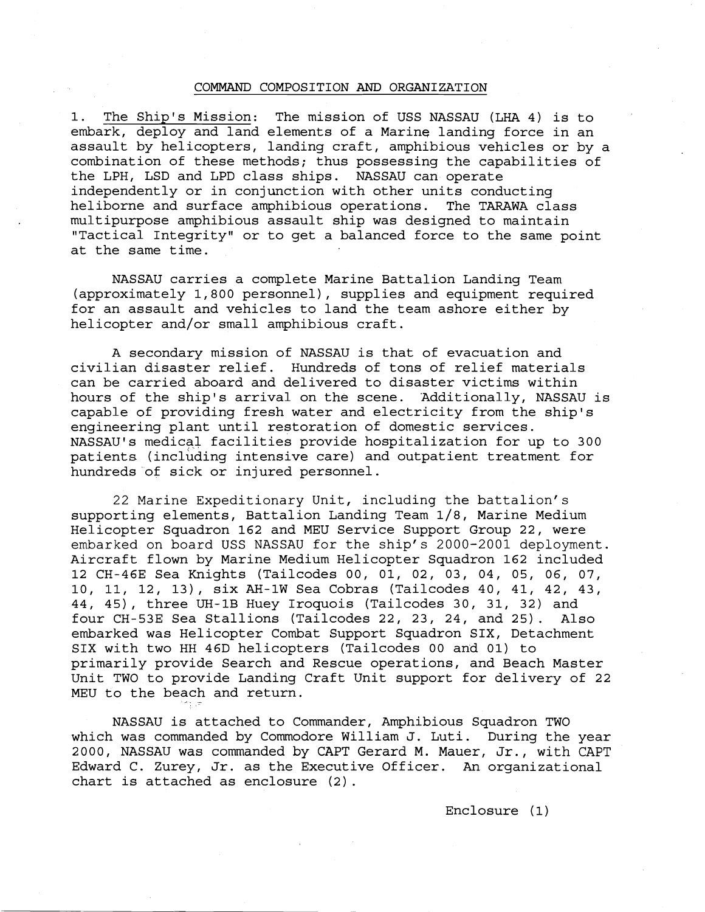# COMMAND COMPOSITION AND ORGANIZATION

1. <u>The Ship's Mission</u>: The mission of USS NASSAU (LHA 4) is to embark, deploy and land elements of a Marine landing force in an assault by helicopters, landing craft, amphibious vehicles or by a combination of these methods; thus possessing the capabilities of the LPH, LSD and LPD class ships. NASSAU can operate independently or in conjunction with other units conducting heliborne and surface amphibious operations. The TARAWA class multipurpose amphibious assault ship was designed to maintain "Tactical Integrity" or to get a balanced force to the same point at the same time.

NASSAU carries a complete Marine Battalion Landing Team (approximately 1,800 personnel), supplies and equipment required for an assault and vehicles to land the team ashore either by helicopter and/or small amphibious craft.

A secondary mission of NASSAU is that of evacuation and civilian disaster relief. Hundreds of tons of relief materials can be carried aboard and delivered to disaster victims within hours of the ship's arrival on the scene. Additionally, NASSAU is capable of providing fresh water and electricity from the ship's engineering plant until restoration of domestic services. NASSAU's medical facilities provide hospitalization for up to 300 patients (including intensive care) and outpatient treatment for hundreds of sick or injured personnel.

22 Marine Expeditionary Unit, including the battalion's supporting elements, Battalion Landing Team 1/8, Marine Medium Helicopter Squadron 162 and MEU Service Support Group 22, were embarked on board USS NASSAU for the ship's 2000-2001 deployment. Aircraft flown by Marine Medium Helicopter Squadron 162 included 12 CH-46E Sea Knights (Tailcodes 00, 01, 02, 03, 04, 05, 06, 07, 10, 11, 12, 13), six AH-1W Sea Cobras (Tailcodes 40, 41, 42, 43, 44, 45), three UH-1B Huey Iroquois (Tailcodes 30, 31, 32) and four CH-53E Sea Stallions (Tailcodes 22, 23, 24, and 25). Also embarked was Helicopter Combat Support Squadron SIX, Detachment SIX with two HH 46D helicopters (Tailcodes 00 and 01) to primarily provide Search and Rescue operations, and Beach Master Unit TWO to provide Landing Craft Unit support for delivery of 22 MEU to the beach and return.

NASSAU is attached to Commander, Amphibious Squadron TWO which was commanded by Commodore William J. Luti. During the year 2000, NASSAU was commanded by CAPT Gerard M. Mauer, Jr., with CAPT Edward C. Zurey, Jr. as the Executive Officer. An organizational chart is attached as enclosure (2).

Enclosure (1)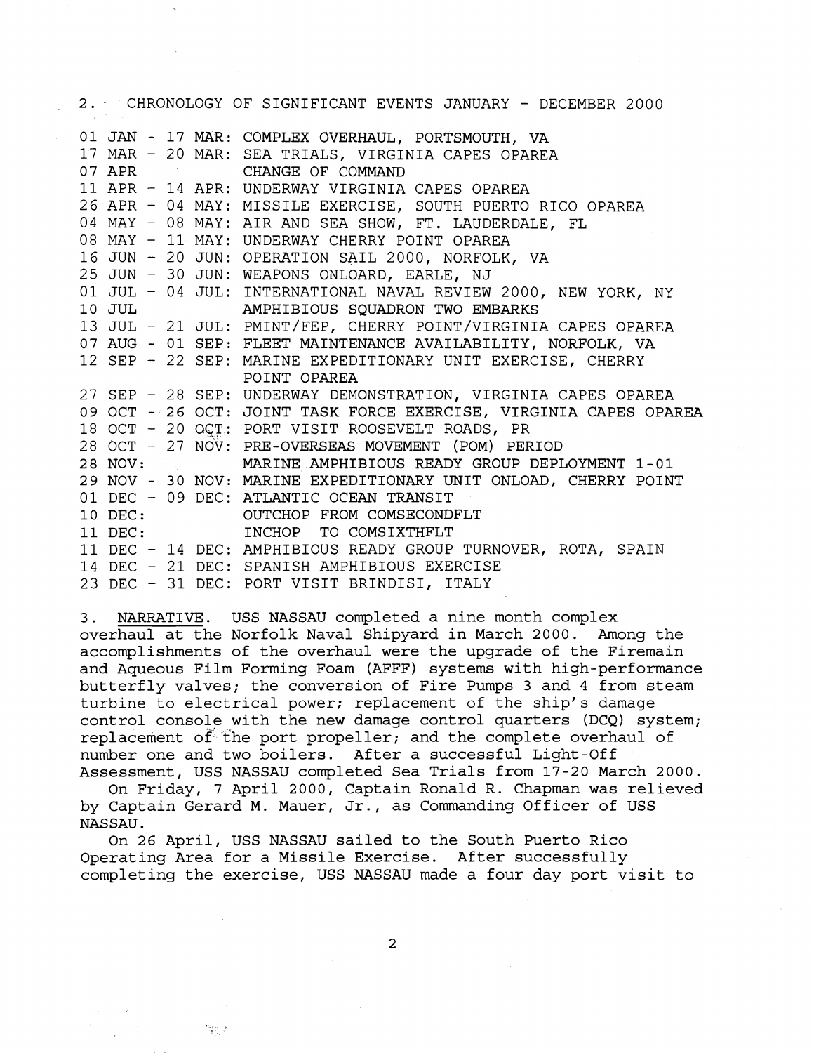2. CHRONOLOGY OF SIGNIFICANT EVENTS JANUARY - DECEMBER 2000

| | |
|---|---|
| 01 JAN - 17 MAR: | COMPLEX OVERHAUL, PORTSMOUTH, VA |
| 17 MAR - 20 MAR: | SEA TRIALS, VIRGINIA CAPES OPAREA |
| 07 APR | CHANGE OF COMMAND |
| 11 APR - 14 APR: | UNDERWAY VIRGINIA CAPES OPAREA |
| 26 APR - 04 MAY: | MISSILE EXERCISE, SOUTH PUERTO RICO OPAREA |
| 04 MAY - 08 MAY: | AIR AND SEA SHOW, FT. LAUDERDALE, FL |
| 08 MAY - 11 MAY: | UNDERWAY CHERRY POINT OPAREA |
| 16 JUN - 20 JUN: | OPERATION SAIL 2000, NORFOLK, VA |
| 25 JUN - 30 JUN: | WEAPONS ONLOARD, EARLE, NJ |
| 01 JUL - 04 JUL: | INTERNATIONAL NAVAL REVIEW 2000, NEW YORK, NY |
| 10 JUL | AMPHIBIOUS SQUADRON TWO EMBARKS |
| 13 JUL - 21 JUL: | PMINT/FEP, CHERRY POINT/VIRGINIA CAPES OPAREA |
| 07 AUG - 01 SEP: | FLEET MAINTENANCE AVAILABILITY, NORFOLK, VA |
| 12 SEP - 22 SEP: | MARINE EXPEDITIONARY UNIT EXERCISE, CHERRY POINT OPAREA |
| 27 SEP - 28 SEP: | UNDERWAY DEMONSTRATION, VIRGINIA CAPES OPAREA |
| 09 OCT - 26 OCT: | JOINT TASK FORCE EXERCISE, VIRGINIA CAPES OPAREA |
| 18 OCT - 20 OCT: | PORT VISIT ROOSEVELT ROADS, PR |
| 28 OCT - 27 NOV: | PRE-OVERSEAS MOVEMENT (POM) PERIOD |
| 28 NOV: | MARINE AMPHIBIOUS READY GROUP DEPLOYMENT 1-01 |
| 29 NOV - 30 NOV: | MARINE EXPEDITIONARY UNIT ONLOAD, CHERRY POINT |
| 01 DEC - 09 DEC: | ATLANTIC OCEAN TRANSIT |
| 10 DEC: | OUTCHOP FROM COMSECONDFLT |
| 11 DEC: | INCHOP TO COMSIXTHFLT |
| 11 DEC - 14 DEC: | AMPHIBIOUS READY GROUP TURNOVER, ROTA, SPAIN |
| 14 DEC - 21 DEC: | SPANISH AMPHIBIOUS EXERCISE |
| 23 DEC - 31 DEC: | PORT VISIT BRINDISI, ITALY |

3. NARRATIVE. USS NASSAU completed a nine month complex overhaul at the Norfolk Naval Shipyard in March 2000. Among the accomplishments of the overhaul were the upgrade of the Firemain and Aqueous Film Forming Foam (AFFF) systems with high-performance butterfly valves; the conversion of Fire Pumps 3 and 4 from steam turbine to electrical power; replacement of the ship's damage control console with the new damage control quarters (DCQ) system; replacement of the port propeller; and the complete overhaul of number one and two boilers. After a successful Light-Off Assessment, USS NASSAU completed Sea Trials from 17-20 March 2000.

On Friday, 7 April 2000, Captain Ronald R. Chapman was relieved by Captain Gerard M. Mauer, Jr., as Commanding Officer of USS NASSAU.

On 26 April, USS NASSAU sailed to the South Puerto Rico Operating Area for a Missile Exercise. After successfully completing the exercise, USS NASSAU made a four day port visit to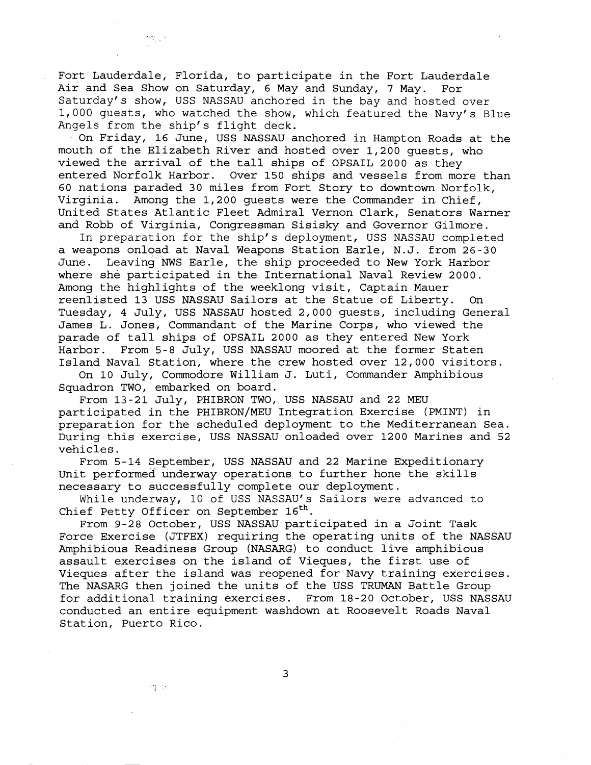Fort Lauderdale, Florida, to participate in the Fort Lauderdale Air and Sea Show on Saturday, 6 May and Sunday, 7 May. For Saturday's show, USS NASSAU anchored in the bay and hosted over 1,000 guests, who watched the show, which featured the Navy's Blue Angels from the ship's flight deck.

On Friday, 16 June, USS NASSAU anchored in Hampton Roads at the mouth of the Elizabeth River and hosted over 1,200 guests, who viewed the arrival of the tall ships of OPSAIL 2000 as they entered Norfolk Harbor. Over 150 ships and vessels from more than 60 nations paraded 30 miles from Fort Story to downtown Norfolk, Virginia. Among the 1,200 guests were the Commander in Chief, United States Atlantic Fleet Admiral Vernon Clark, Senators Warner and Robb of Virginia, Congressman Sisisky and Governor Gilmore.

In preparation for the ship's deployment, USS NASSAU completed a weapons onload at Naval Weapons Station Earle, N.J. from 26-30 June. Leaving NWS Earle, the ship proceeded to New York Harbor where she participated in the International Naval Review 2000. Among the highlights of the weeklong visit, Captain Mauer reenlisted 13 USS NASSAU Sailors at the Statue of Liberty. On Tuesday, 4 July, USS NASSAU hosted 2,000 guests, including General James L. Jones, Commandant of the Marine Corps, who viewed the parade of tall ships of OPSAIL 2000 as they entered New York Harbor. From 5-8 July, USS NASSAU moored at the former Staten Island Naval Station, where the crew hosted over 12,000 visitors.

On 10 July, Commodore William J. Luti, Commander Amphibious Squadron TWO, embarked on board.

From 13-21 July, PHIBRON TWO, USS NASSAU and 22 MEU participated in the PHIBRON/MEU Integration Exercise (PMINT) in preparation for the scheduled deployment to the Mediterranean Sea. During this exercise, USS NASSAU onloaded over 1200 Marines and 52 vehicles.

From 5-14 September, USS NASSAU and 22 Marine Expeditionary Unit performed underway operations to further hone the skills necessary to successfully complete our deployment.

While underway, 10 of USS NASSAU's Sailors were advanced to Chief Petty Officer on September 16th.

From 9-28 October, USS NASSAU participated in a Joint Task Force Exercise (JTFEX) requiring the operating units of the NASSAU Amphibious Readiness Group (NASARG) to conduct live amphibious assault exercises on the island of Vieques, the first use of Vieques after the island was reopened for Navy training exercises. The NASARG then joined the units of the USS TRUMAN Battle Group for additional training exercises. From 18-20 October, USS NASSAU conducted an entire equipment washdown at Roosevelt Roads Naval Station, Puerto Rico.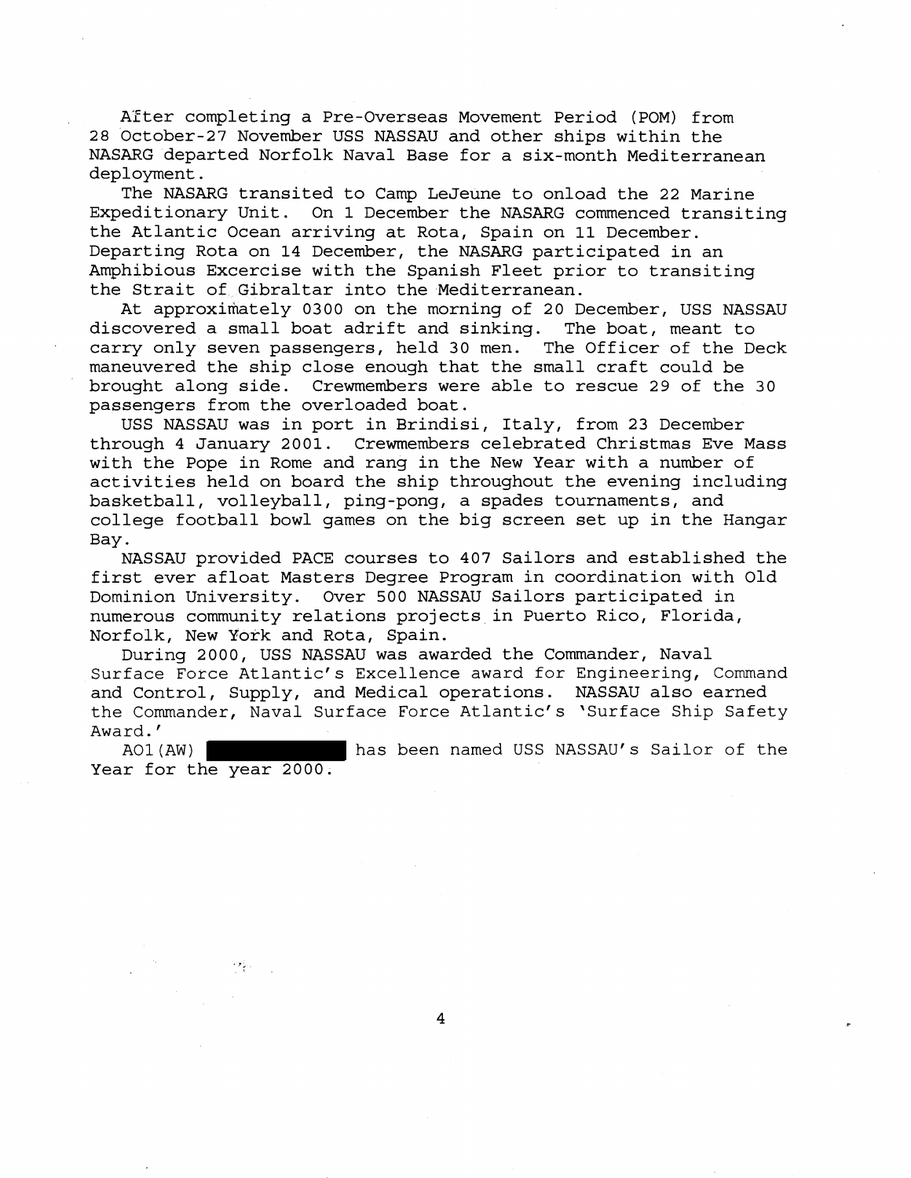After completing a Pre-Overseas Movement Period (POM) from 28 October-27 November USS NASSAU and other ships within the NASARG departed Norfolk Naval Base for a six-month Mediterranean deployment.

The NASARG transited to Camp LeJeune to onload the 22 Marine Expeditionary Unit. On 1 December the NASARG commenced transiting the Atlantic Ocean arriving at Rota, Spain on 11 December. Departing Rota on 14 December, the NASARG participated in an Amphibious Excercise with the Spanish Fleet prior to transiting the Strait of Gibraltar into the Mediterranean.

At approximately 0300 on the morning of 20 December, USS NASSAU discovered a small boat adrift and sinking. The boat, meant to carry only seven passengers, held 30 men. The Officer of the Deck maneuvered the ship close enough that the small craft could be brought along side. Crewmembers were able to rescue 29 of the 30 passengers from the overloaded boat.

USS NASSAU was in port in Brindisi, Italy, from 23 December through 4 January 2001. Crewmembers celebrated Christmas Eve Mass with the Pope in Rome and rang in the New Year with a number of activities held on board the ship throughout the evening including basketball, volleyball, ping-pong, a spades tournaments, and college football bowl games on the big screen set up in the Hangar Bay.

NASSAU provided PACE courses to 407 Sailors and established the first ever afloat Masters Degree Program in coordination with Old Dominion University. Over 500 NASSAU Sailors participated in numerous community relations projects in Puerto Rico, Florida, Norfolk, New York and Rota, Spain.

During 2000, USS NASSAU was awarded the Commander, Naval Surface Force Atlantic's Excellence award for Engineering, Command and Control, Supply, and Medical operations. NASSAU also earned the Commander, Naval Surface Force Atlantic's 'Surface Ship Safety Award.'

AO1(AW) [REDACTED] has been named USS NASSAU's Sailor of the Year for the year 2000.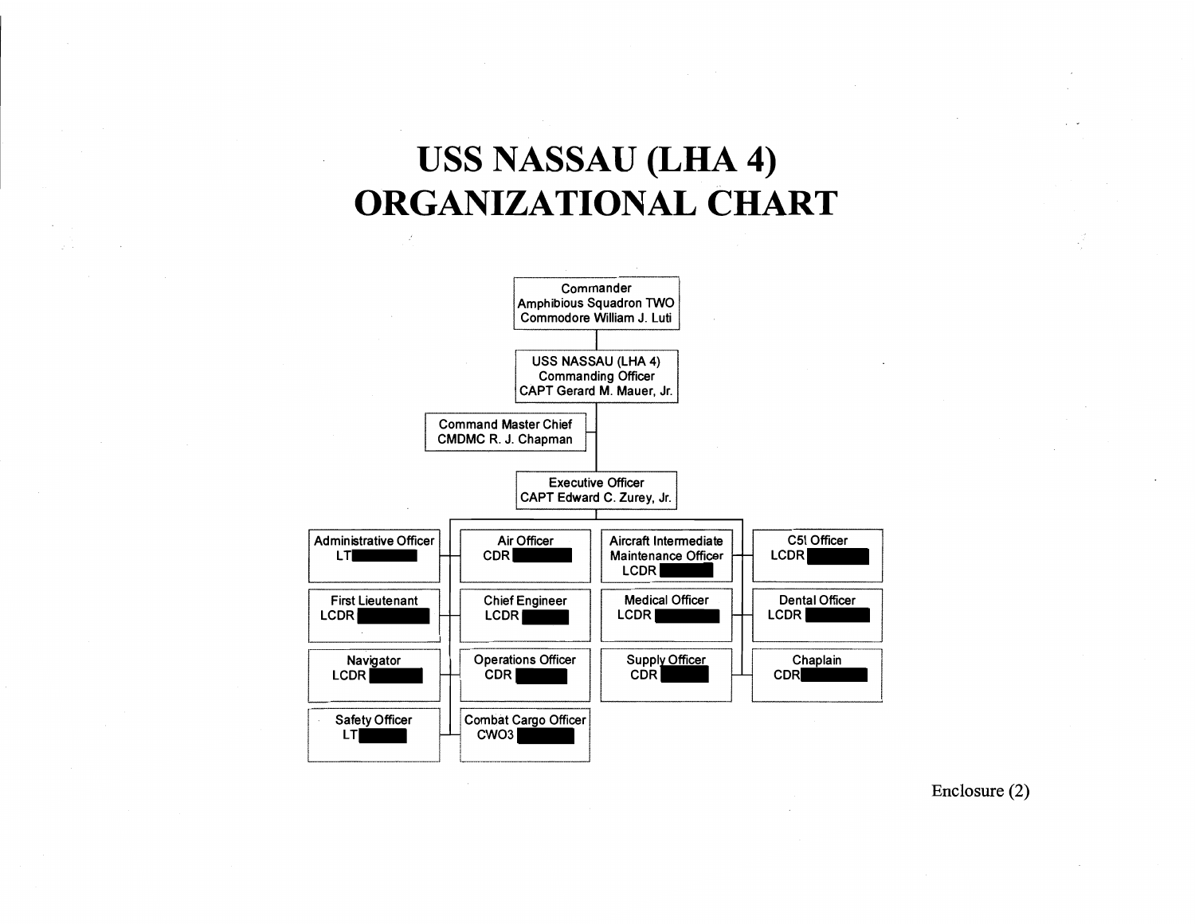# USS NASSAU (LHA 4)
# ORGANIZATIONAL CHART

Commander
Amphibious Squadron TWO
Commodore William J. Luti

USS NASSAU (LHA 4)
Commanding Officer
CAPT Gerard M. Mauer, Jr.

Command Master Chief
CMDMC R. J. Chapman

Executive Officer
CAPT Edward C. Zurey, Jr.

Administrative Officer
LT

Air Officer
CDR

Aircraft Intermediate Maintenance Officer
LCDR

C5I Officer
LCDR

First Lieutenant
LCDR

Chief Engineer
LCDR

Medical Officer
LCDR

Dental Officer
LCDR

Navigator
LCDR

Operations Officer
CDR

Supply Officer
CDR

Chaplain
CDR

Safety Officer
LT

Combat Cargo Officer
CWO3

Enclosure (2)